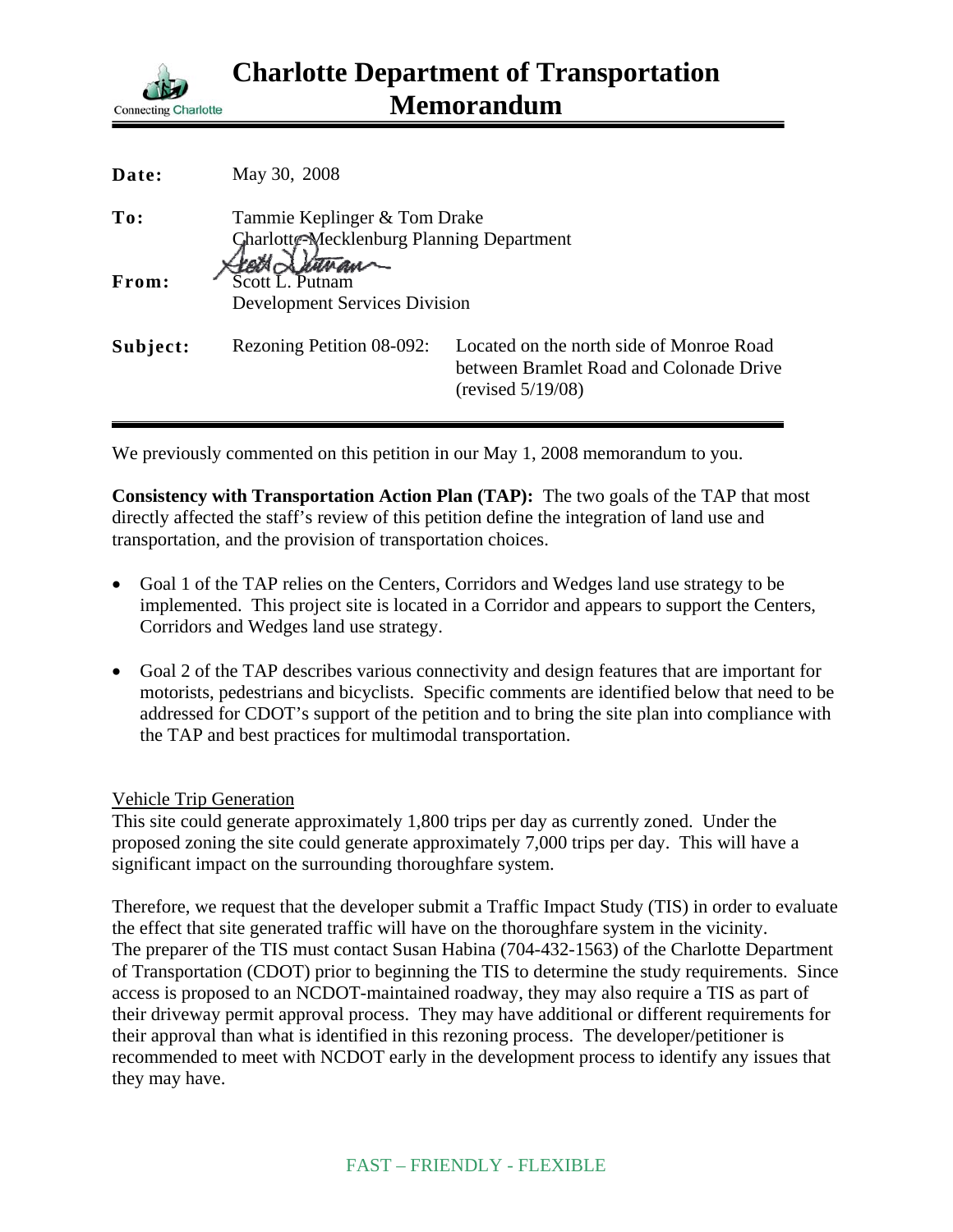# Charlotte Department of Transportation Memorandum

Connecting Charlotte

| | |
|---|---|
| **Date:** | May 30, 2008 |
| **To:** | Tammie Keplinger & Tom Drake<br>Charlotte-Mecklenburg Planning Department |
| **From:** | Scott L. Putnam<br>Development Services Division |
| **Subject:** | Rezoning Petition 08-092: Located on the north side of Monroe Road between Bramlet Road and Colonade Drive (revised 5/19/08) |

We previously commented on this petition in our May 1, 2008 memorandum to you.

**Consistency with Transportation Action Plan (TAP):** The two goals of the TAP that most directly affected the staff's review of this petition define the integration of land use and transportation, and the provision of transportation choices.

- Goal 1 of the TAP relies on the Centers, Corridors and Wedges land use strategy to be implemented. This project site is located in a Corridor and appears to support the Centers, Corridors and Wedges land use strategy.

- Goal 2 of the TAP describes various connectivity and design features that are important for motorists, pedestrians and bicyclists. Specific comments are identified below that need to be addressed for CDOT's support of the petition and to bring the site plan into compliance with the TAP and best practices for multimodal transportation.

Vehicle Trip Generation

This site could generate approximately 1,800 trips per day as currently zoned. Under the proposed zoning the site could generate approximately 7,000 trips per day. This will have a significant impact on the surrounding thoroughfare system.

Therefore, we request that the developer submit a Traffic Impact Study (TIS) in order to evaluate the effect that site generated traffic will have on the thoroughfare system in the vicinity. The preparer of the TIS must contact Susan Habina (704-432-1563) of the Charlotte Department of Transportation (CDOT) prior to beginning the TIS to determine the study requirements. Since access is proposed to an NCDOT-maintained roadway, they may also require a TIS as part of their driveway permit approval process. They may have additional or different requirements for their approval than what is identified in this rezoning process. The developer/petitioner is recommended to meet with NCDOT early in the development process to identify any issues that they may have.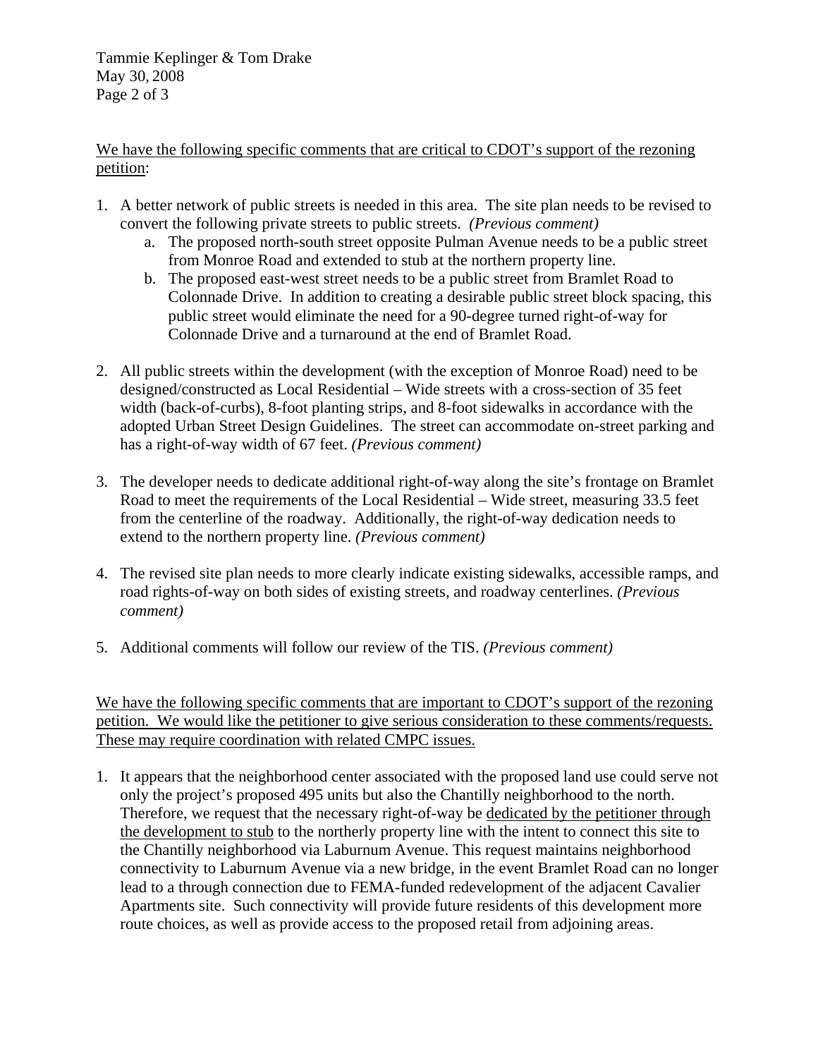<u>We have the following specific comments that are critical to CDOT's support of the rezoning petition</u>:

1. A better network of public streets is needed in this area. The site plan needs to be revised to convert the following private streets to public streets. *(Previous comment)*
    a. The proposed north-south street opposite Pulman Avenue needs to be a public street from Monroe Road and extended to stub at the northern property line.
    b. The proposed east-west street needs to be a public street from Bramlet Road to Colonnade Drive. In addition to creating a desirable public street block spacing, this public street would eliminate the need for a 90-degree turned right-of-way for Colonnade Drive and a turnaround at the end of Bramlet Road.

2. All public streets within the development (with the exception of Monroe Road) need to be designed/constructed as Local Residential – Wide streets with a cross-section of 35 feet width (back-of-curbs), 8-foot planting strips, and 8-foot sidewalks in accordance with the adopted Urban Street Design Guidelines. The street can accommodate on-street parking and has a right-of-way width of 67 feet. *(Previous comment)*

3. The developer needs to dedicate additional right-of-way along the site's frontage on Bramlet Road to meet the requirements of the Local Residential – Wide street, measuring 33.5 feet from the centerline of the roadway. Additionally, the right-of-way dedication needs to extend to the northern property line. *(Previous comment)*

4. The revised site plan needs to more clearly indicate existing sidewalks, accessible ramps, and road rights-of-way on both sides of existing streets, and roadway centerlines. *(Previous comment)*

5. Additional comments will follow our review of the TIS. *(Previous comment)*

<u>We have the following specific comments that are important to CDOT's support of the rezoning petition. We would like the petitioner to give serious consideration to these comments/requests. These may require coordination with related CMPC issues.</u>

1. It appears that the neighborhood center associated with the proposed land use could serve not only the project's proposed 495 units but also the Chantilly neighborhood to the north. Therefore, we request that the necessary right-of-way be <u>dedicated by the petitioner through the development to stub</u> to the northerly property line with the intent to connect this site to the Chantilly neighborhood via Laburnum Avenue. This request maintains neighborhood connectivity to Laburnum Avenue via a new bridge, in the event Bramlet Road can no longer lead to a through connection due to FEMA-funded redevelopment of the adjacent Cavalier Apartments site. Such connectivity will provide future residents of this development more route choices, as well as provide access to the proposed retail from adjoining areas.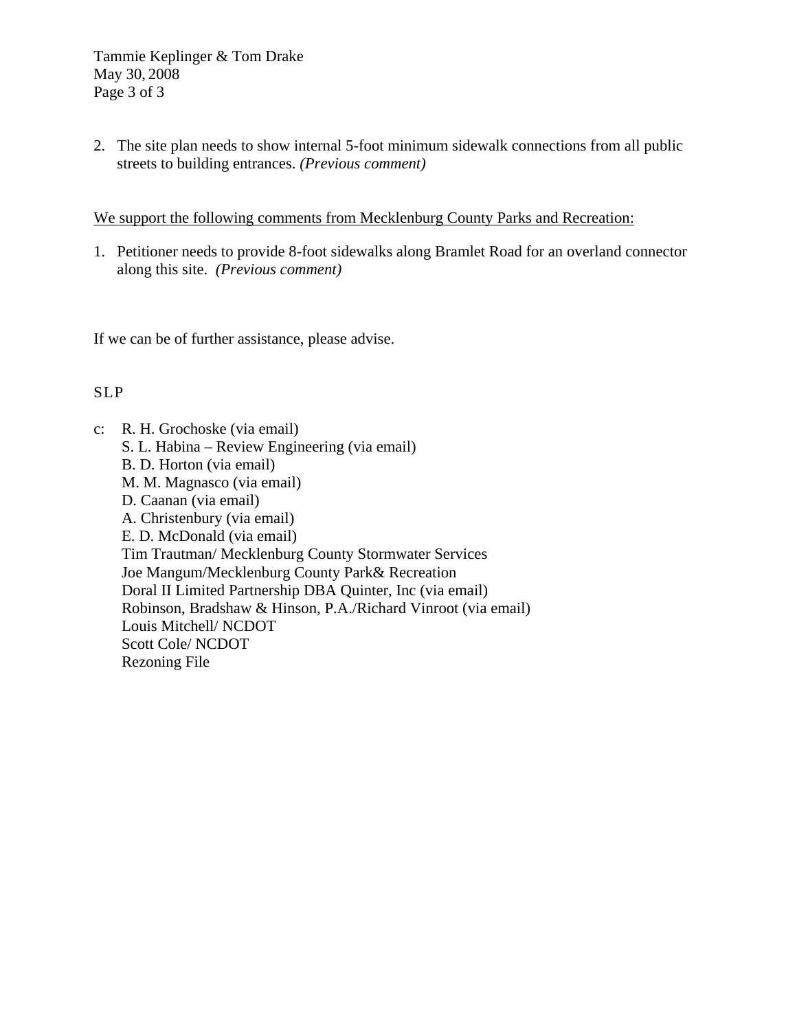2. The site plan needs to show internal 5-foot minimum sidewalk connections from all public streets to building entrances. *(Previous comment)*

<u>We support the following comments from Mecklenburg County Parks and Recreation:</u>

1. Petitioner needs to provide 8-foot sidewalks along Bramlet Road for an overland connector along this site. *(Previous comment)*

If we can be of further assistance, please advise.

SLP

c: R. H. Grochoske (via email)
S. L. Habina – Review Engineering (via email)
B. D. Horton (via email)
M. M. Magnasco (via email)
D. Caanan (via email)
A. Christenbury (via email)
E. D. McDonald (via email)
Tim Trautman/ Mecklenburg County Stormwater Services
Joe Mangum/Mecklenburg County Park& Recreation
Doral II Limited Partnership DBA Quinter, Inc (via email)
Robinson, Bradshaw & Hinson, P.A./Richard Vinroot (via email)
Louis Mitchell/ NCDOT
Scott Cole/ NCDOT
Rezoning File